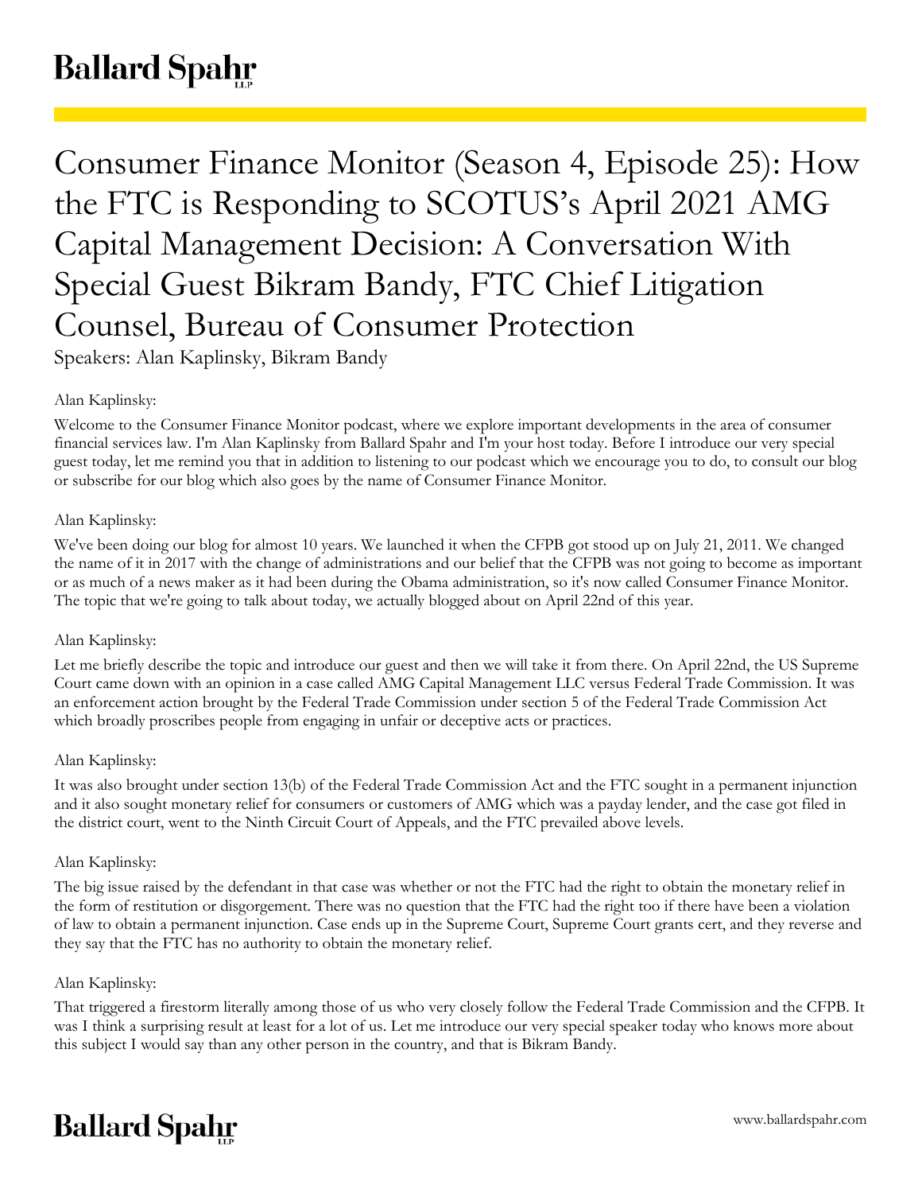# Consumer Finance Monitor (Season 4, Episode 25): How the FTC is Responding to SCOTUS's April 2021 AMG Capital Management Decision: A Conversation With Special Guest Bikram Bandy, FTC Chief Litigation Counsel, Bureau of Consumer Protection

Speakers: Alan Kaplinsky, Bikram Bandy

Alan Kaplinsky:

Welcome to the Consumer Finance Monitor podcast, where we explore important developments in the area of consumer financial services law. I'm Alan Kaplinsky from Ballard Spahr and I'm your host today. Before I introduce our very special guest today, let me remind you that in addition to listening to our podcast which we encourage you to do, to consult our blog or subscribe for our blog which also goes by the name of Consumer Finance Monitor.

Alan Kaplinsky:

We've been doing our blog for almost 10 years. We launched it when the CFPB got stood up on July 21, 2011. We changed the name of it in 2017 with the change of administrations and our belief that the CFPB was not going to become as important or as much of a news maker as it had been during the Obama administration, so it's now called Consumer Finance Monitor. The topic that we're going to talk about today, we actually blogged about on April 22nd of this year.

Alan Kaplinsky:

Let me briefly describe the topic and introduce our guest and then we will take it from there. On April 22nd, the US Supreme Court came down with an opinion in a case called AMG Capital Management LLC versus Federal Trade Commission. It was an enforcement action brought by the Federal Trade Commission under section 5 of the Federal Trade Commission Act which broadly proscribes people from engaging in unfair or deceptive acts or practices.

Alan Kaplinsky:

It was also brought under section 13(b) of the Federal Trade Commission Act and the FTC sought in a permanent injunction and it also sought monetary relief for consumers or customers of AMG which was a payday lender, and the case got filed in the district court, went to the Ninth Circuit Court of Appeals, and the FTC prevailed above levels.

Alan Kaplinsky:

The big issue raised by the defendant in that case was whether or not the FTC had the right to obtain the monetary relief in the form of restitution or disgorgement. There was no question that the FTC had the right too if there have been a violation of law to obtain a permanent injunction. Case ends up in the Supreme Court, Supreme Court grants cert, and they reverse and they say that the FTC has no authority to obtain the monetary relief.

Alan Kaplinsky:

That triggered a firestorm literally among those of us who very closely follow the Federal Trade Commission and the CFPB. It was I think a surprising result at least for a lot of us. Let me introduce our very special speaker today who knows more about this subject I would say than any other person in the country, and that is Bikram Bandy.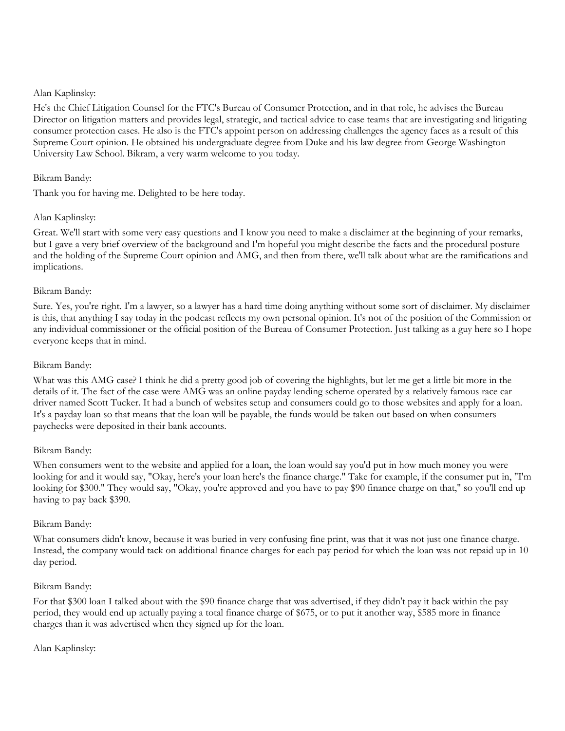Alan Kaplinsky:

He's the Chief Litigation Counsel for the FTC's Bureau of Consumer Protection, and in that role, he advises the Bureau Director on litigation matters and provides legal, strategic, and tactical advice to case teams that are investigating and litigating consumer protection cases. He also is the FTC's appoint person on addressing challenges the agency faces as a result of this Supreme Court opinion. He obtained his undergraduate degree from Duke and his law degree from George Washington University Law School. Bikram, a very warm welcome to you today.

Bikram Bandy:

Thank you for having me. Delighted to be here today.

Alan Kaplinsky:

Great. We'll start with some very easy questions and I know you need to make a disclaimer at the beginning of your remarks, but I gave a very brief overview of the background and I'm hopeful you might describe the facts and the procedural posture and the holding of the Supreme Court opinion and AMG, and then from there, we'll talk about what are the ramifications and implications.

Bikram Bandy:

Sure. Yes, you're right. I'm a lawyer, so a lawyer has a hard time doing anything without some sort of disclaimer. My disclaimer is this, that anything I say today in the podcast reflects my own personal opinion. It's not of the position of the Commission or any individual commissioner or the official position of the Bureau of Consumer Protection. Just talking as a guy here so I hope everyone keeps that in mind.

Bikram Bandy:

What was this AMG case? I think he did a pretty good job of covering the highlights, but let me get a little bit more in the details of it. The fact of the case were AMG was an online payday lending scheme operated by a relatively famous race car driver named Scott Tucker. It had a bunch of websites setup and consumers could go to those websites and apply for a loan. It's a payday loan so that means that the loan will be payable, the funds would be taken out based on when consumers paychecks were deposited in their bank accounts.

Bikram Bandy:

When consumers went to the website and applied for a loan, the loan would say you'd put in how much money you were looking for and it would say, "Okay, here's your loan here's the finance charge." Take for example, if the consumer put in, "I'm looking for $300." They would say, "Okay, you're approved and you have to pay $90 finance charge on that," so you'll end up having to pay back $390.

Bikram Bandy:

What consumers didn't know, because it was buried in very confusing fine print, was that it was not just one finance charge. Instead, the company would tack on additional finance charges for each pay period for which the loan was not repaid up in 10 day period.

Bikram Bandy:

For that $300 loan I talked about with the $90 finance charge that was advertised, if they didn't pay it back within the pay period, they would end up actually paying a total finance charge of $675, or to put it another way, $585 more in finance charges than it was advertised when they signed up for the loan.

Alan Kaplinsky: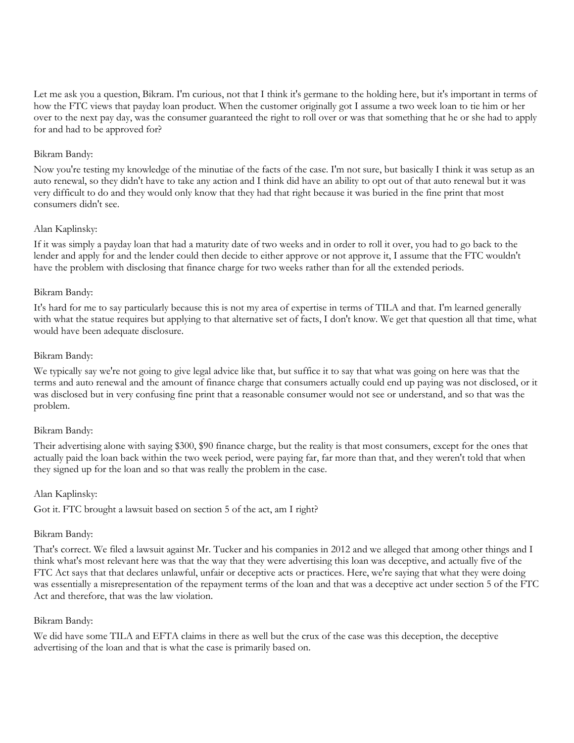Let me ask you a question, Bikram. I'm curious, not that I think it's germane to the holding here, but it's important in terms of how the FTC views that payday loan product. When the customer originally got I assume a two week loan to tie him or her over to the next pay day, was the consumer guaranteed the right to roll over or was that something that he or she had to apply for and had to be approved for?

Bikram Bandy:

Now you're testing my knowledge of the minutiae of the facts of the case. I'm not sure, but basically I think it was setup as an auto renewal, so they didn't have to take any action and I think did have an ability to opt out of that auto renewal but it was very difficult to do and they would only know that they had that right because it was buried in the fine print that most consumers didn't see.

Alan Kaplinsky:

If it was simply a payday loan that had a maturity date of two weeks and in order to roll it over, you had to go back to the lender and apply for and the lender could then decide to either approve or not approve it, I assume that the FTC wouldn't have the problem with disclosing that finance charge for two weeks rather than for all the extended periods.

Bikram Bandy:

It's hard for me to say particularly because this is not my area of expertise in terms of TILA and that. I'm learned generally with what the statue requires but applying to that alternative set of facts, I don't know. We get that question all that time, what would have been adequate disclosure.

Bikram Bandy:

We typically say we're not going to give legal advice like that, but suffice it to say that what was going on here was that the terms and auto renewal and the amount of finance charge that consumers actually could end up paying was not disclosed, or it was disclosed but in very confusing fine print that a reasonable consumer would not see or understand, and so that was the problem.

Bikram Bandy:

Their advertising alone with saying $300, $90 finance charge, but the reality is that most consumers, except for the ones that actually paid the loan back within the two week period, were paying far, far more than that, and they weren't told that when they signed up for the loan and so that was really the problem in the case.

Alan Kaplinsky:

Got it. FTC brought a lawsuit based on section 5 of the act, am I right?

Bikram Bandy:

That's correct. We filed a lawsuit against Mr. Tucker and his companies in 2012 and we alleged that among other things and I think what's most relevant here was that the way that they were advertising this loan was deceptive, and actually five of the FTC Act says that that declares unlawful, unfair or deceptive acts or practices. Here, we're saying that what they were doing was essentially a misrepresentation of the repayment terms of the loan and that was a deceptive act under section 5 of the FTC Act and therefore, that was the law violation.

Bikram Bandy:

We did have some TILA and EFTA claims in there as well but the crux of the case was this deception, the deceptive advertising of the loan and that is what the case is primarily based on.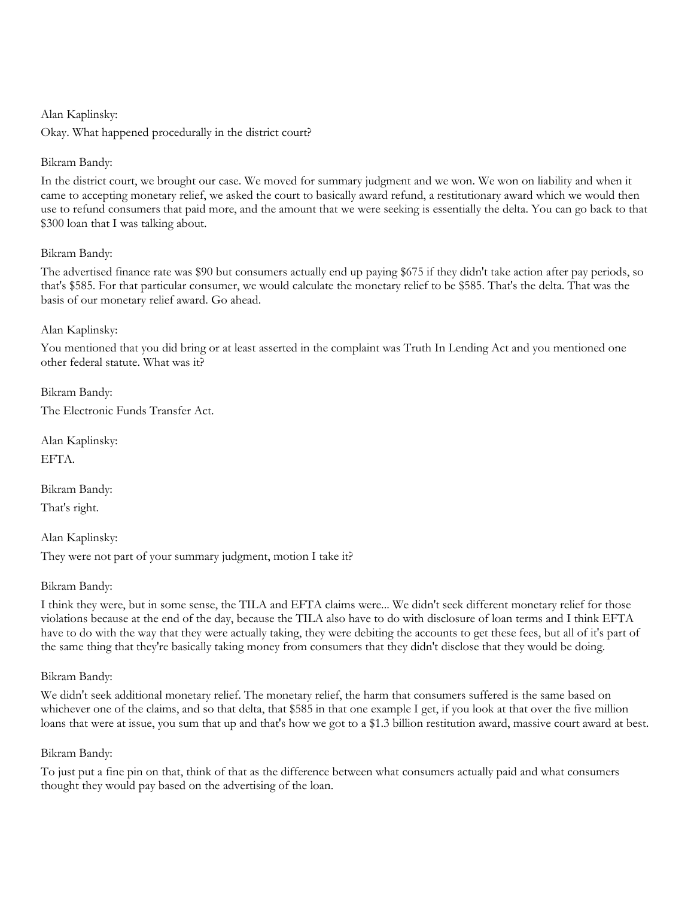Alan Kaplinsky:

Okay. What happened procedurally in the district court?

Bikram Bandy:

In the district court, we brought our case. We moved for summary judgment and we won. We won on liability and when it came to accepting monetary relief, we asked the court to basically award refund, a restitutionary award which we would then use to refund consumers that paid more, and the amount that we were seeking is essentially the delta. You can go back to that $300 loan that I was talking about.

Bikram Bandy:

The advertised finance rate was $90 but consumers actually end up paying $675 if they didn't take action after pay periods, so that's $585. For that particular consumer, we would calculate the monetary relief to be $585. That's the delta. That was the basis of our monetary relief award. Go ahead.

Alan Kaplinsky:

You mentioned that you did bring or at least asserted in the complaint was Truth In Lending Act and you mentioned one other federal statute. What was it?

Bikram Bandy:

The Electronic Funds Transfer Act.

Alan Kaplinsky:

EFTA.

Bikram Bandy:

That's right.

Alan Kaplinsky:

They were not part of your summary judgment, motion I take it?

Bikram Bandy:

I think they were, but in some sense, the TILA and EFTA claims were... We didn't seek different monetary relief for those violations because at the end of the day, because the TILA also have to do with disclosure of loan terms and I think EFTA have to do with the way that they were actually taking, they were debiting the accounts to get these fees, but all of it's part of the same thing that they're basically taking money from consumers that they didn't disclose that they would be doing.

Bikram Bandy:

We didn't seek additional monetary relief. The monetary relief, the harm that consumers suffered is the same based on whichever one of the claims, and so that delta, that $585 in that one example I get, if you look at that over the five million loans that were at issue, you sum that up and that's how we got to a $1.3 billion restitution award, massive court award at best.

Bikram Bandy:

To just put a fine pin on that, think of that as the difference between what consumers actually paid and what consumers thought they would pay based on the advertising of the loan.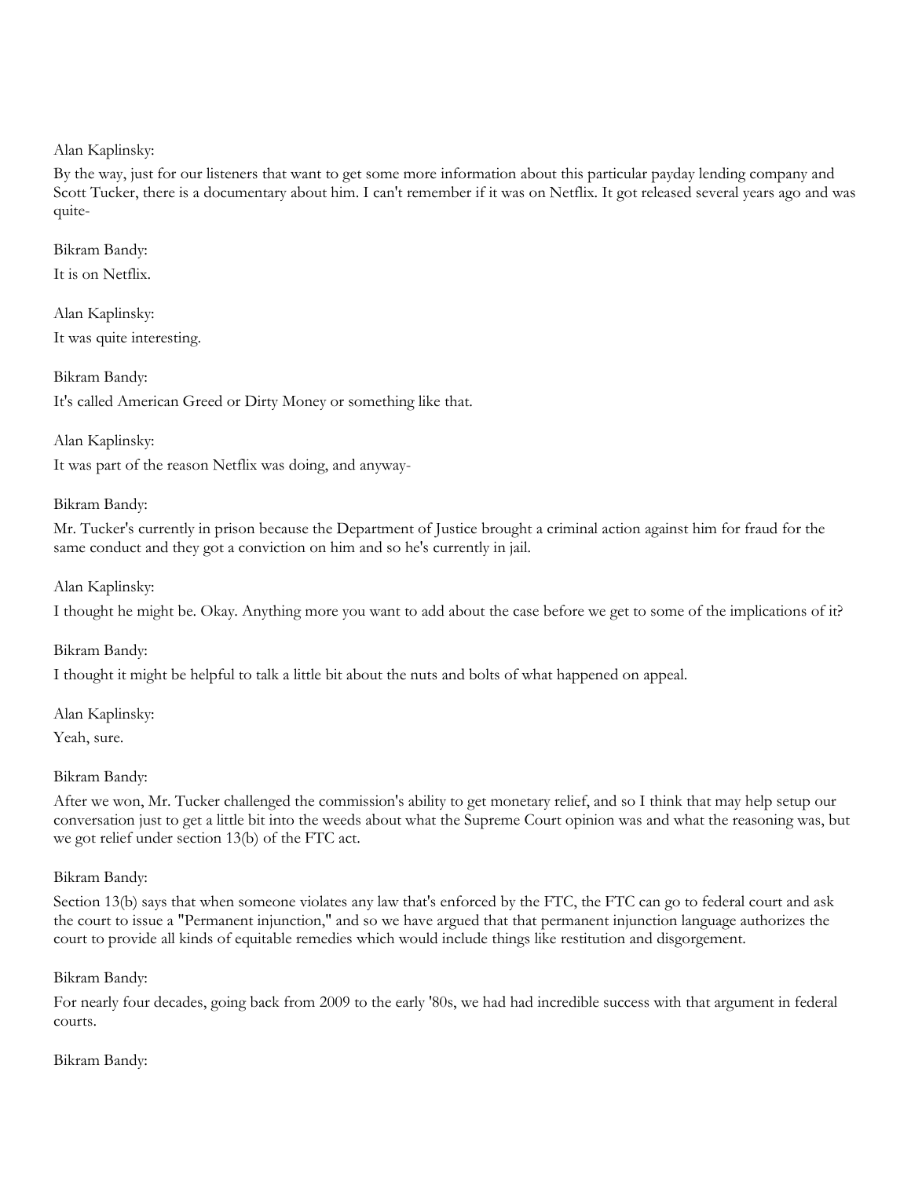Alan Kaplinsky:

By the way, just for our listeners that want to get some more information about this particular payday lending company and Scott Tucker, there is a documentary about him. I can't remember if it was on Netflix. It got released several years ago and was quite-

Bikram Bandy:

It is on Netflix.

Alan Kaplinsky:

It was quite interesting.

Bikram Bandy:

It's called American Greed or Dirty Money or something like that.

Alan Kaplinsky:

It was part of the reason Netflix was doing, and anyway-

Bikram Bandy:

Mr. Tucker's currently in prison because the Department of Justice brought a criminal action against him for fraud for the same conduct and they got a conviction on him and so he's currently in jail.

Alan Kaplinsky:

I thought he might be. Okay. Anything more you want to add about the case before we get to some of the implications of it?

Bikram Bandy:

I thought it might be helpful to talk a little bit about the nuts and bolts of what happened on appeal.

Alan Kaplinsky:

Yeah, sure.

Bikram Bandy:

After we won, Mr. Tucker challenged the commission's ability to get monetary relief, and so I think that may help setup our conversation just to get a little bit into the weeds about what the Supreme Court opinion was and what the reasoning was, but we got relief under section 13(b) of the FTC act.

Bikram Bandy:

Section 13(b) says that when someone violates any law that's enforced by the FTC, the FTC can go to federal court and ask the court to issue a "Permanent injunction," and so we have argued that that permanent injunction language authorizes the court to provide all kinds of equitable remedies which would include things like restitution and disgorgement.

Bikram Bandy:

For nearly four decades, going back from 2009 to the early '80s, we had had incredible success with that argument in federal courts.

Bikram Bandy: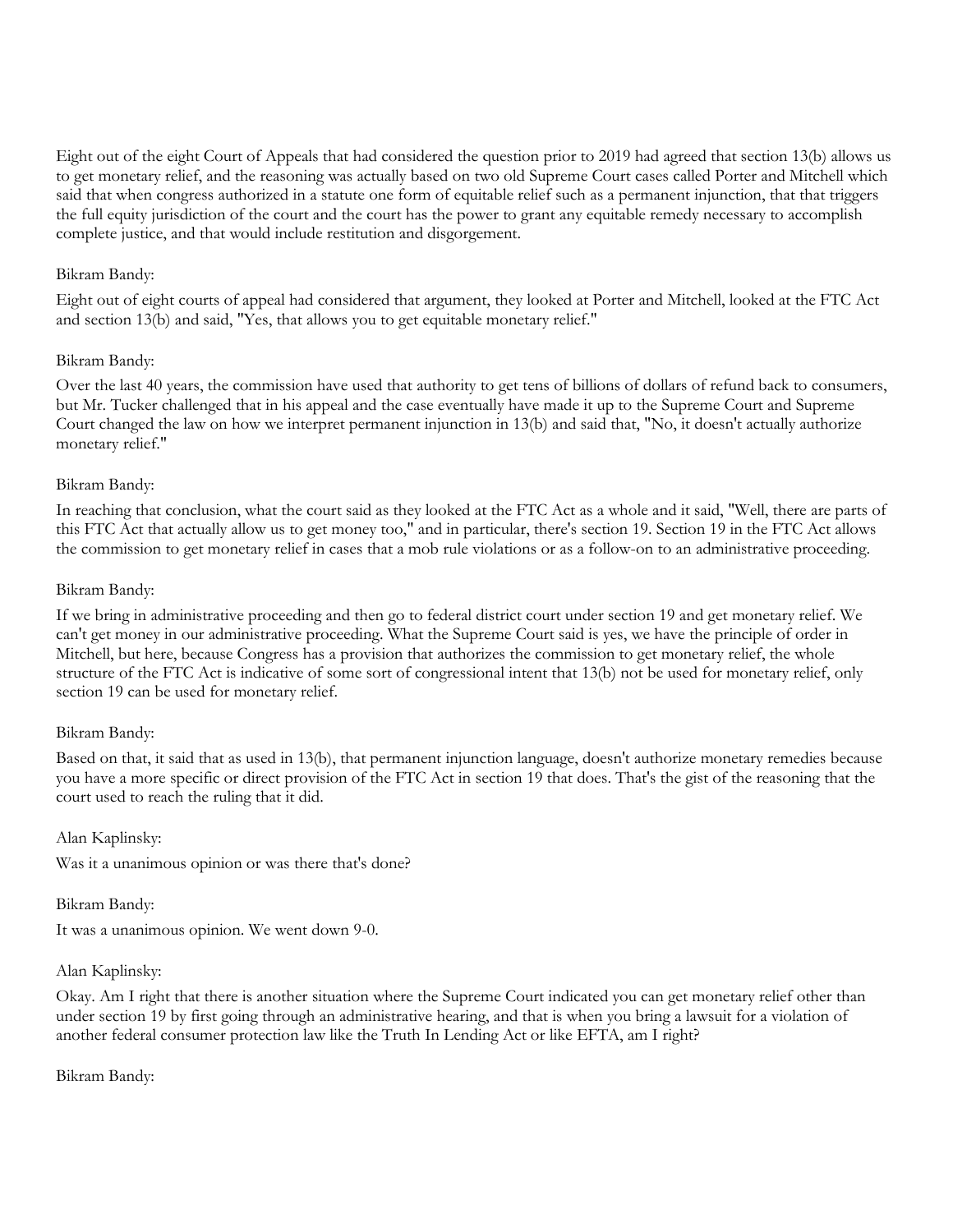Eight out of the eight Court of Appeals that had considered the question prior to 2019 had agreed that section 13(b) allows us to get monetary relief, and the reasoning was actually based on two old Supreme Court cases called Porter and Mitchell which said that when congress authorized in a statute one form of equitable relief such as a permanent injunction, that that triggers the full equity jurisdiction of the court and the court has the power to grant any equitable remedy necessary to accomplish complete justice, and that would include restitution and disgorgement.

Bikram Bandy:

Eight out of eight courts of appeal had considered that argument, they looked at Porter and Mitchell, looked at the FTC Act and section 13(b) and said, "Yes, that allows you to get equitable monetary relief."

Bikram Bandy:

Over the last 40 years, the commission have used that authority to get tens of billions of dollars of refund back to consumers, but Mr. Tucker challenged that in his appeal and the case eventually have made it up to the Supreme Court and Supreme Court changed the law on how we interpret permanent injunction in 13(b) and said that, "No, it doesn't actually authorize monetary relief."

Bikram Bandy:

In reaching that conclusion, what the court said as they looked at the FTC Act as a whole and it said, "Well, there are parts of this FTC Act that actually allow us to get money too," and in particular, there's section 19. Section 19 in the FTC Act allows the commission to get monetary relief in cases that a mob rule violations or as a follow-on to an administrative proceeding.

Bikram Bandy:

If we bring in administrative proceeding and then go to federal district court under section 19 and get monetary relief. We can't get money in our administrative proceeding. What the Supreme Court said is yes, we have the principle of order in Mitchell, but here, because Congress has a provision that authorizes the commission to get monetary relief, the whole structure of the FTC Act is indicative of some sort of congressional intent that 13(b) not be used for monetary relief, only section 19 can be used for monetary relief.

Bikram Bandy:

Based on that, it said that as used in 13(b), that permanent injunction language, doesn't authorize monetary remedies because you have a more specific or direct provision of the FTC Act in section 19 that does. That's the gist of the reasoning that the court used to reach the ruling that it did.

Alan Kaplinsky:

Was it a unanimous opinion or was there that's done?

Bikram Bandy:

It was a unanimous opinion. We went down 9-0.

Alan Kaplinsky:

Okay. Am I right that there is another situation where the Supreme Court indicated you can get monetary relief other than under section 19 by first going through an administrative hearing, and that is when you bring a lawsuit for a violation of another federal consumer protection law like the Truth In Lending Act or like EFTA, am I right?

Bikram Bandy: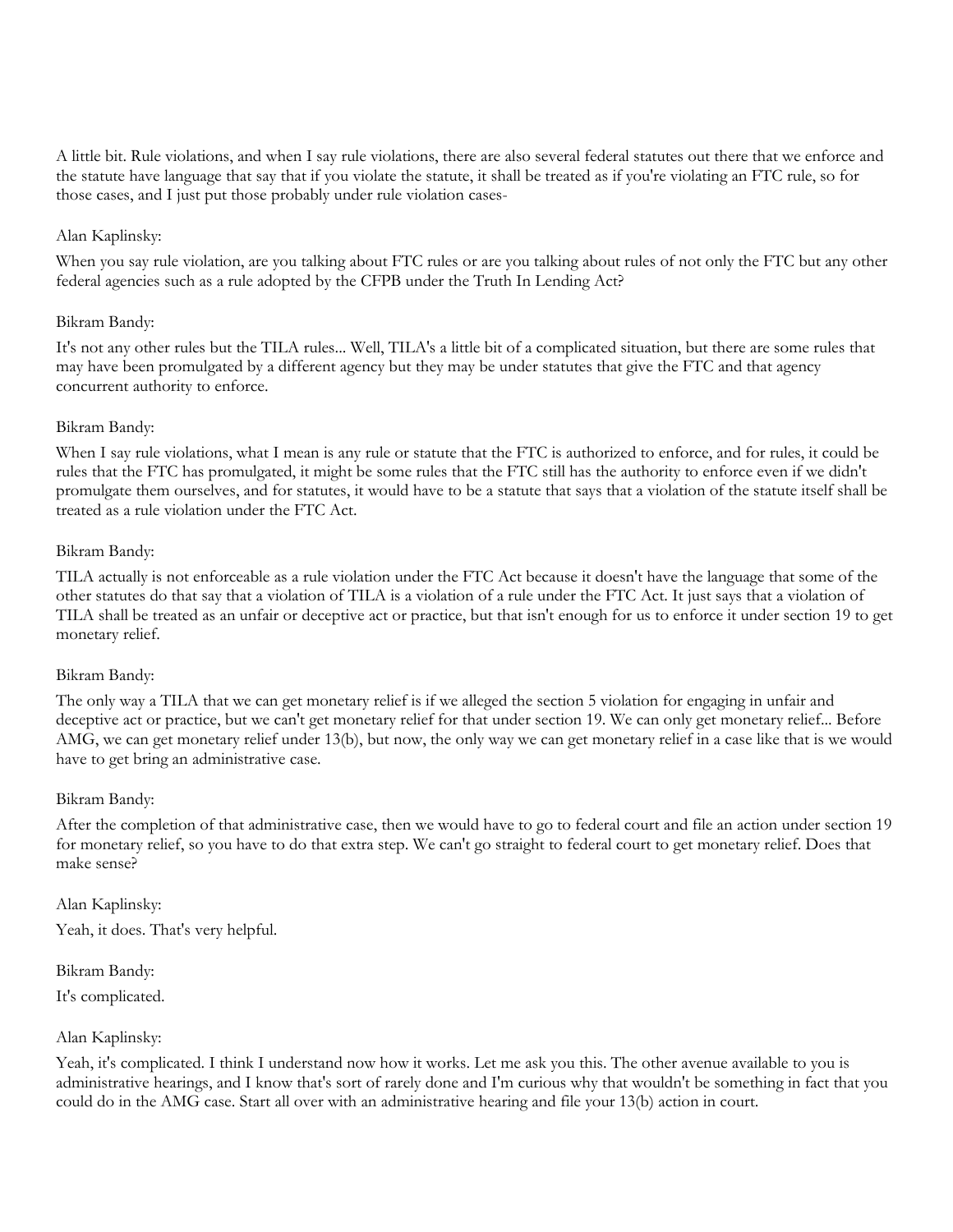A little bit. Rule violations, and when I say rule violations, there are also several federal statutes out there that we enforce and the statute have language that say that if you violate the statute, it shall be treated as if you're violating an FTC rule, so for those cases, and I just put those probably under rule violation cases-

Alan Kaplinsky:

When you say rule violation, are you talking about FTC rules or are you talking about rules of not only the FTC but any other federal agencies such as a rule adopted by the CFPB under the Truth In Lending Act?

Bikram Bandy:

It's not any other rules but the TILA rules... Well, TILA's a little bit of a complicated situation, but there are some rules that may have been promulgated by a different agency but they may be under statutes that give the FTC and that agency concurrent authority to enforce.

Bikram Bandy:

When I say rule violations, what I mean is any rule or statute that the FTC is authorized to enforce, and for rules, it could be rules that the FTC has promulgated, it might be some rules that the FTC still has the authority to enforce even if we didn't promulgate them ourselves, and for statutes, it would have to be a statute that says that a violation of the statute itself shall be treated as a rule violation under the FTC Act.

Bikram Bandy:

TILA actually is not enforceable as a rule violation under the FTC Act because it doesn't have the language that some of the other statutes do that say that a violation of TILA is a violation of a rule under the FTC Act. It just says that a violation of TILA shall be treated as an unfair or deceptive act or practice, but that isn't enough for us to enforce it under section 19 to get monetary relief.

Bikram Bandy:

The only way a TILA that we can get monetary relief is if we alleged the section 5 violation for engaging in unfair and deceptive act or practice, but we can't get monetary relief for that under section 19. We can only get monetary relief... Before AMG, we can get monetary relief under 13(b), but now, the only way we can get monetary relief in a case like that is we would have to get bring an administrative case.

Bikram Bandy:

After the completion of that administrative case, then we would have to go to federal court and file an action under section 19 for monetary relief, so you have to do that extra step. We can't go straight to federal court to get monetary relief. Does that make sense?

Alan Kaplinsky:

Yeah, it does. That's very helpful.

Bikram Bandy:

It's complicated.

Alan Kaplinsky:

Yeah, it's complicated. I think I understand now how it works. Let me ask you this. The other avenue available to you is administrative hearings, and I know that's sort of rarely done and I'm curious why that wouldn't be something in fact that you could do in the AMG case. Start all over with an administrative hearing and file your 13(b) action in court.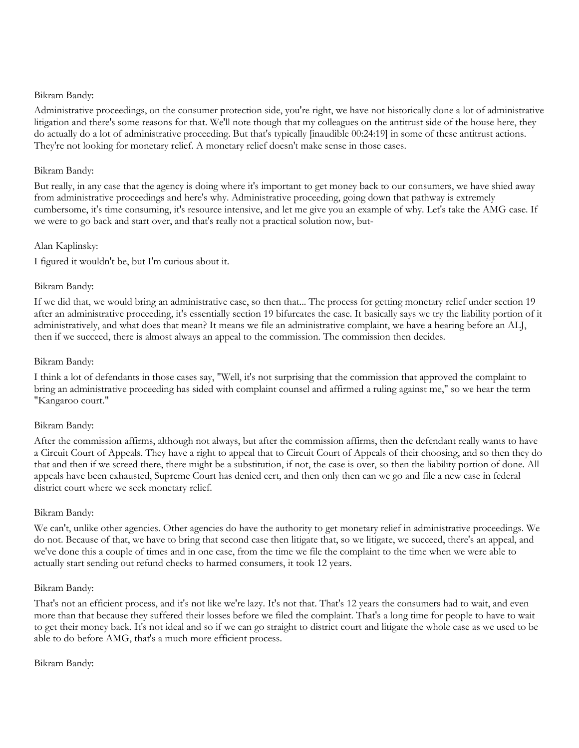Bikram Bandy:

Administrative proceedings, on the consumer protection side, you're right, we have not historically done a lot of administrative litigation and there's some reasons for that. We'll note though that my colleagues on the antitrust side of the house here, they do actually do a lot of administrative proceeding. But that's typically [inaudible 00:24:19] in some of these antitrust actions. They're not looking for monetary relief. A monetary relief doesn't make sense in those cases.

Bikram Bandy:

But really, in any case that the agency is doing where it's important to get money back to our consumers, we have shied away from administrative proceedings and here's why. Administrative proceeding, going down that pathway is extremely cumbersome, it's time consuming, it's resource intensive, and let me give you an example of why. Let's take the AMG case. If we were to go back and start over, and that's really not a practical solution now, but-

Alan Kaplinsky:

I figured it wouldn't be, but I'm curious about it.

Bikram Bandy:

If we did that, we would bring an administrative case, so then that... The process for getting monetary relief under section 19 after an administrative proceeding, it's essentially section 19 bifurcates the case. It basically says we try the liability portion of it administratively, and what does that mean? It means we file an administrative complaint, we have a hearing before an ALJ, then if we succeed, there is almost always an appeal to the commission. The commission then decides.

Bikram Bandy:

I think a lot of defendants in those cases say, "Well, it's not surprising that the commission that approved the complaint to bring an administrative proceeding has sided with complaint counsel and affirmed a ruling against me," so we hear the term "Kangaroo court."

Bikram Bandy:

After the commission affirms, although not always, but after the commission affirms, then the defendant really wants to have a Circuit Court of Appeals. They have a right to appeal that to Circuit Court of Appeals of their choosing, and so then they do that and then if we screed there, there might be a substitution, if not, the case is over, so then the liability portion of done. All appeals have been exhausted, Supreme Court has denied cert, and then only then can we go and file a new case in federal district court where we seek monetary relief.

Bikram Bandy:

We can't, unlike other agencies. Other agencies do have the authority to get monetary relief in administrative proceedings. We do not. Because of that, we have to bring that second case then litigate that, so we litigate, we succeed, there's an appeal, and we've done this a couple of times and in one case, from the time we file the complaint to the time when we were able to actually start sending out refund checks to harmed consumers, it took 12 years.

Bikram Bandy:

That's not an efficient process, and it's not like we're lazy. It's not that. That's 12 years the consumers had to wait, and even more than that because they suffered their losses before we filed the complaint. That's a long time for people to have to wait to get their money back. It's not ideal and so if we can go straight to district court and litigate the whole case as we used to be able to do before AMG, that's a much more efficient process.

Bikram Bandy: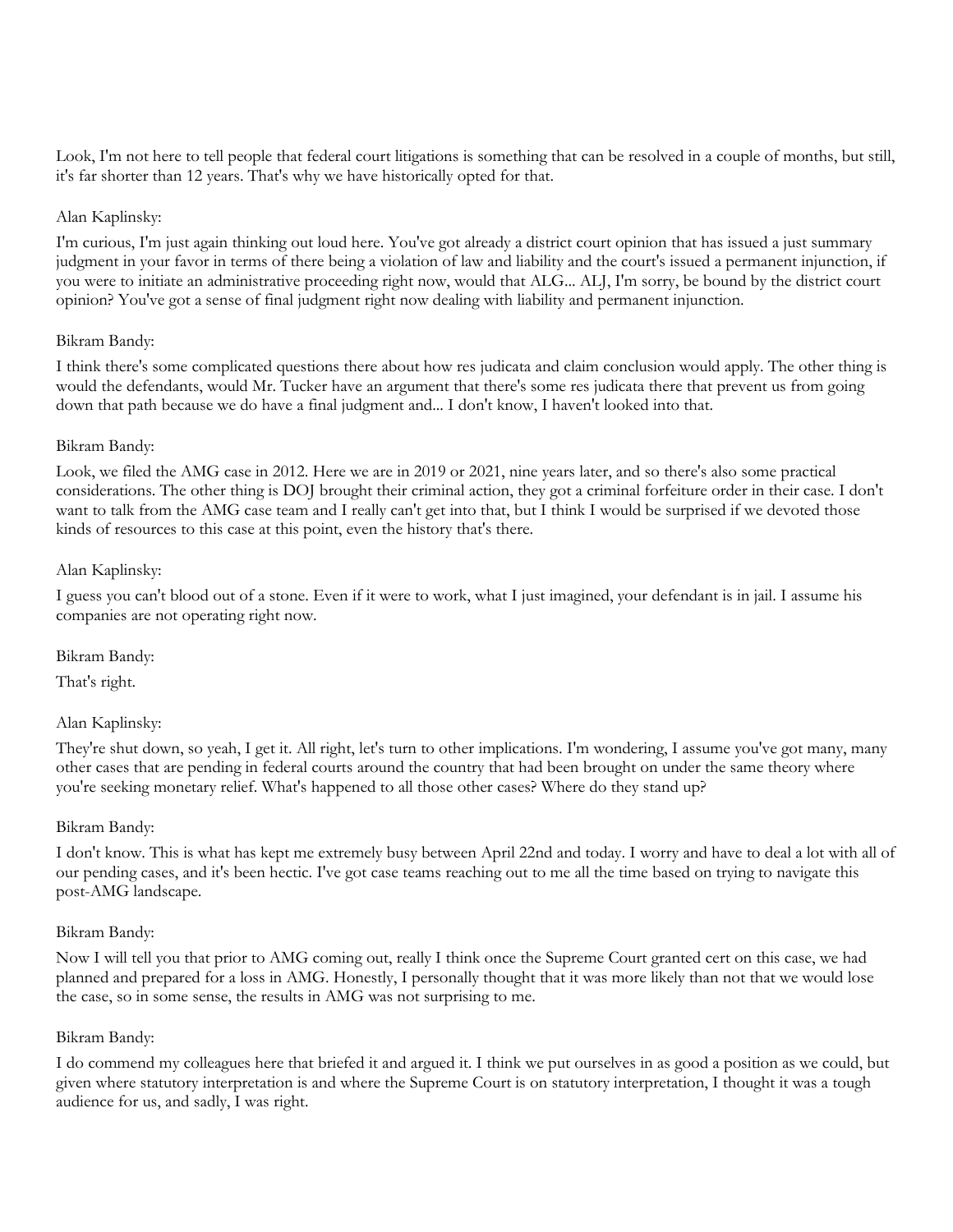Look, I'm not here to tell people that federal court litigations is something that can be resolved in a couple of months, but still, it's far shorter than 12 years. That's why we have historically opted for that.

Alan Kaplinsky:

I'm curious, I'm just again thinking out loud here. You've got already a district court opinion that has issued a just summary judgment in your favor in terms of there being a violation of law and liability and the court's issued a permanent injunction, if you were to initiate an administrative proceeding right now, would that ALG... ALJ, I'm sorry, be bound by the district court opinion? You've got a sense of final judgment right now dealing with liability and permanent injunction.

Bikram Bandy:

I think there's some complicated questions there about how res judicata and claim conclusion would apply. The other thing is would the defendants, would Mr. Tucker have an argument that there's some res judicata there that prevent us from going down that path because we do have a final judgment and... I don't know, I haven't looked into that.

Bikram Bandy:

Look, we filed the AMG case in 2012. Here we are in 2019 or 2021, nine years later, and so there's also some practical considerations. The other thing is DOJ brought their criminal action, they got a criminal forfeiture order in their case. I don't want to talk from the AMG case team and I really can't get into that, but I think I would be surprised if we devoted those kinds of resources to this case at this point, even the history that's there.

Alan Kaplinsky:

I guess you can't blood out of a stone. Even if it were to work, what I just imagined, your defendant is in jail. I assume his companies are not operating right now.

Bikram Bandy:

That's right.

Alan Kaplinsky:

They're shut down, so yeah, I get it. All right, let's turn to other implications. I'm wondering, I assume you've got many, many other cases that are pending in federal courts around the country that had been brought on under the same theory where you're seeking monetary relief. What's happened to all those other cases? Where do they stand up?

Bikram Bandy:

I don't know. This is what has kept me extremely busy between April 22nd and today. I worry and have to deal a lot with all of our pending cases, and it's been hectic. I've got case teams reaching out to me all the time based on trying to navigate this post-AMG landscape.

Bikram Bandy:

Now I will tell you that prior to AMG coming out, really I think once the Supreme Court granted cert on this case, we had planned and prepared for a loss in AMG. Honestly, I personally thought that it was more likely than not that we would lose the case, so in some sense, the results in AMG was not surprising to me.

Bikram Bandy:

I do commend my colleagues here that briefed it and argued it. I think we put ourselves in as good a position as we could, but given where statutory interpretation is and where the Supreme Court is on statutory interpretation, I thought it was a tough audience for us, and sadly, I was right.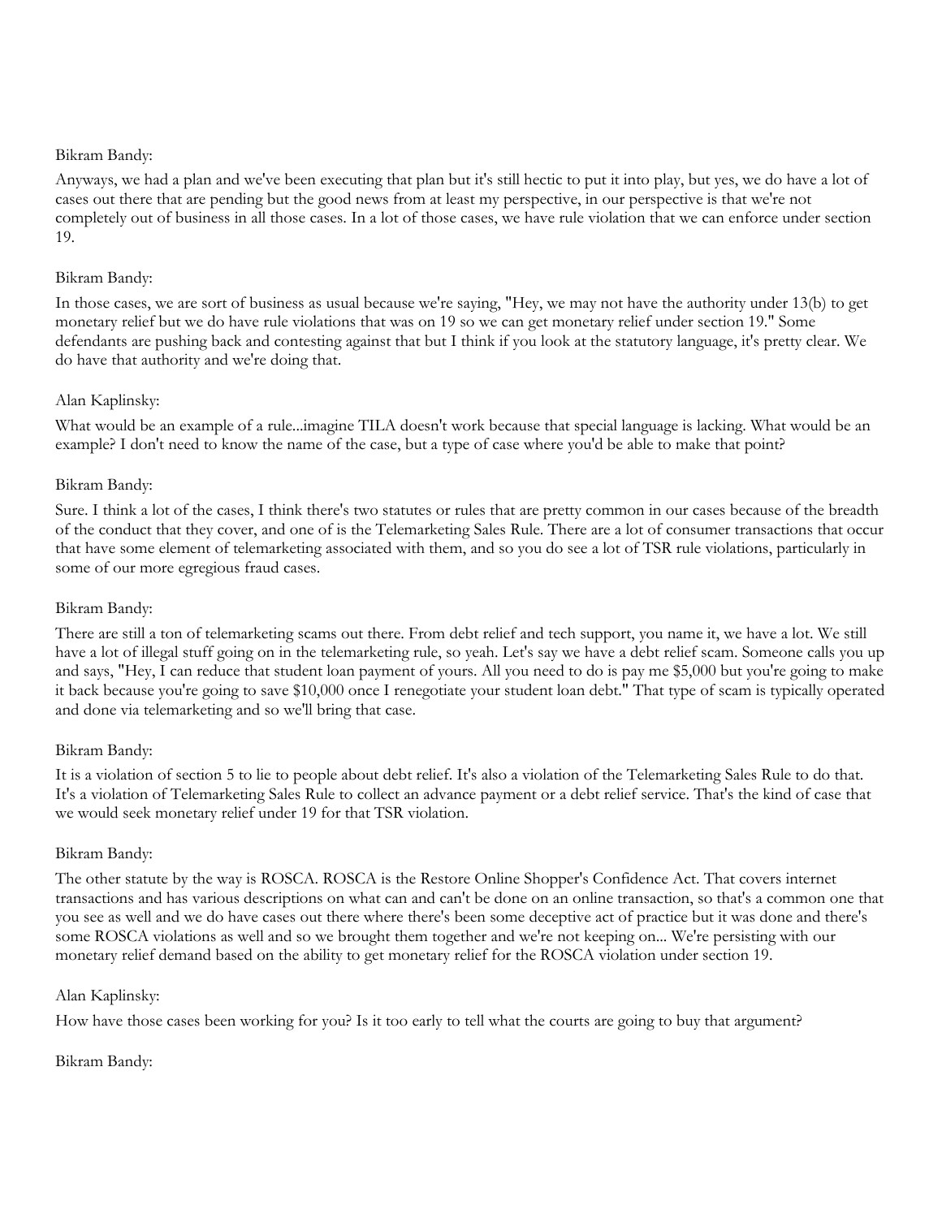Bikram Bandy:

Anyways, we had a plan and we've been executing that plan but it's still hectic to put it into play, but yes, we do have a lot of cases out there that are pending but the good news from at least my perspective, in our perspective is that we're not completely out of business in all those cases. In a lot of those cases, we have rule violation that we can enforce under section 19.

Bikram Bandy:

In those cases, we are sort of business as usual because we're saying, "Hey, we may not have the authority under 13(b) to get monetary relief but we do have rule violations that was on 19 so we can get monetary relief under section 19." Some defendants are pushing back and contesting against that but I think if you look at the statutory language, it's pretty clear. We do have that authority and we're doing that.

Alan Kaplinsky:

What would be an example of a rule...imagine TILA doesn't work because that special language is lacking. What would be an example? I don't need to know the name of the case, but a type of case where you'd be able to make that point?

Bikram Bandy:

Sure. I think a lot of the cases, I think there's two statutes or rules that are pretty common in our cases because of the breadth of the conduct that they cover, and one of is the Telemarketing Sales Rule. There are a lot of consumer transactions that occur that have some element of telemarketing associated with them, and so you do see a lot of TSR rule violations, particularly in some of our more egregious fraud cases.

Bikram Bandy:

There are still a ton of telemarketing scams out there. From debt relief and tech support, you name it, we have a lot. We still have a lot of illegal stuff going on in the telemarketing rule, so yeah. Let's say we have a debt relief scam. Someone calls you up and says, "Hey, I can reduce that student loan payment of yours. All you need to do is pay me $5,000 but you're going to make it back because you're going to save $10,000 once I renegotiate your student loan debt." That type of scam is typically operated and done via telemarketing and so we'll bring that case.

Bikram Bandy:

It is a violation of section 5 to lie to people about debt relief. It's also a violation of the Telemarketing Sales Rule to do that. It's a violation of Telemarketing Sales Rule to collect an advance payment or a debt relief service. That's the kind of case that we would seek monetary relief under 19 for that TSR violation.

Bikram Bandy:

The other statute by the way is ROSCA. ROSCA is the Restore Online Shopper's Confidence Act. That covers internet transactions and has various descriptions on what can and can't be done on an online transaction, so that's a common one that you see as well and we do have cases out there where there's been some deceptive act of practice but it was done and there's some ROSCA violations as well and so we brought them together and we're not keeping on... We're persisting with our monetary relief demand based on the ability to get monetary relief for the ROSCA violation under section 19.

Alan Kaplinsky:

How have those cases been working for you? Is it too early to tell what the courts are going to buy that argument?

Bikram Bandy: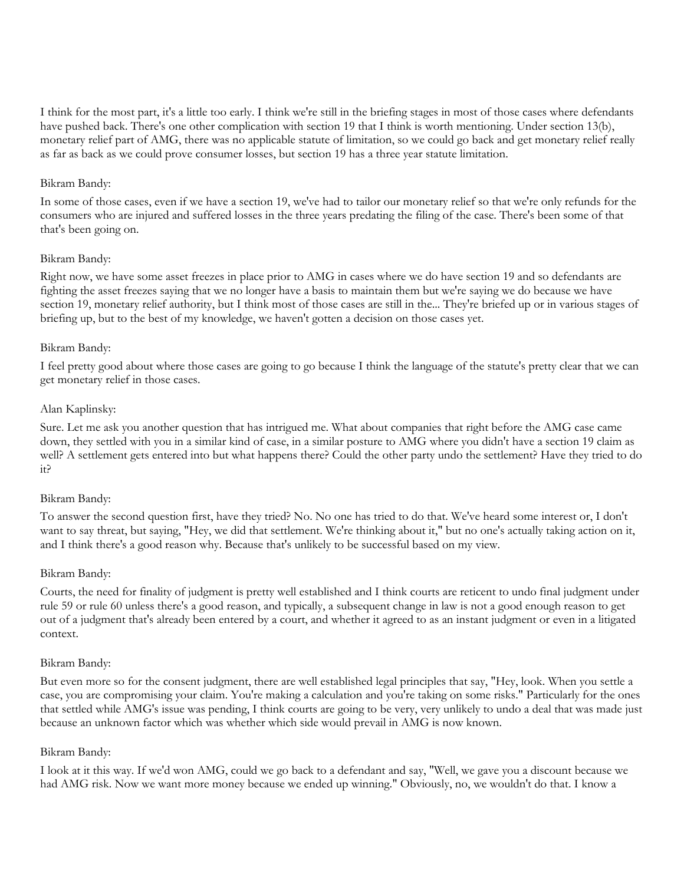I think for the most part, it's a little too early. I think we're still in the briefing stages in most of those cases where defendants have pushed back. There's one other complication with section 19 that I think is worth mentioning. Under section 13(b), monetary relief part of AMG, there was no applicable statute of limitation, so we could go back and get monetary relief really as far as back as we could prove consumer losses, but section 19 has a three year statute limitation.

Bikram Bandy:

In some of those cases, even if we have a section 19, we've had to tailor our monetary relief so that we're only refunds for the consumers who are injured and suffered losses in the three years predating the filing of the case. There's been some of that that's been going on.

Bikram Bandy:

Right now, we have some asset freezes in place prior to AMG in cases where we do have section 19 and so defendants are fighting the asset freezes saying that we no longer have a basis to maintain them but we're saying we do because we have section 19, monetary relief authority, but I think most of those cases are still in the... They're briefed up or in various stages of briefing up, but to the best of my knowledge, we haven't gotten a decision on those cases yet.

Bikram Bandy:

I feel pretty good about where those cases are going to go because I think the language of the statute's pretty clear that we can get monetary relief in those cases.

Alan Kaplinsky:

Sure. Let me ask you another question that has intrigued me. What about companies that right before the AMG case came down, they settled with you in a similar kind of case, in a similar posture to AMG where you didn't have a section 19 claim as well? A settlement gets entered into but what happens there? Could the other party undo the settlement? Have they tried to do it?

Bikram Bandy:

To answer the second question first, have they tried? No. No one has tried to do that. We've heard some interest or, I don't want to say threat, but saying, "Hey, we did that settlement. We're thinking about it," but no one's actually taking action on it, and I think there's a good reason why. Because that's unlikely to be successful based on my view.

Bikram Bandy:

Courts, the need for finality of judgment is pretty well established and I think courts are reticent to undo final judgment under rule 59 or rule 60 unless there's a good reason, and typically, a subsequent change in law is not a good enough reason to get out of a judgment that's already been entered by a court, and whether it agreed to as an instant judgment or even in a litigated context.

Bikram Bandy:

But even more so for the consent judgment, there are well established legal principles that say, "Hey, look. When you settle a case, you are compromising your claim. You're making a calculation and you're taking on some risks." Particularly for the ones that settled while AMG's issue was pending, I think courts are going to be very, very unlikely to undo a deal that was made just because an unknown factor which was whether which side would prevail in AMG is now known.

Bikram Bandy:

I look at it this way. If we'd won AMG, could we go back to a defendant and say, "Well, we gave you a discount because we had AMG risk. Now we want more money because we ended up winning." Obviously, no, we wouldn't do that. I know a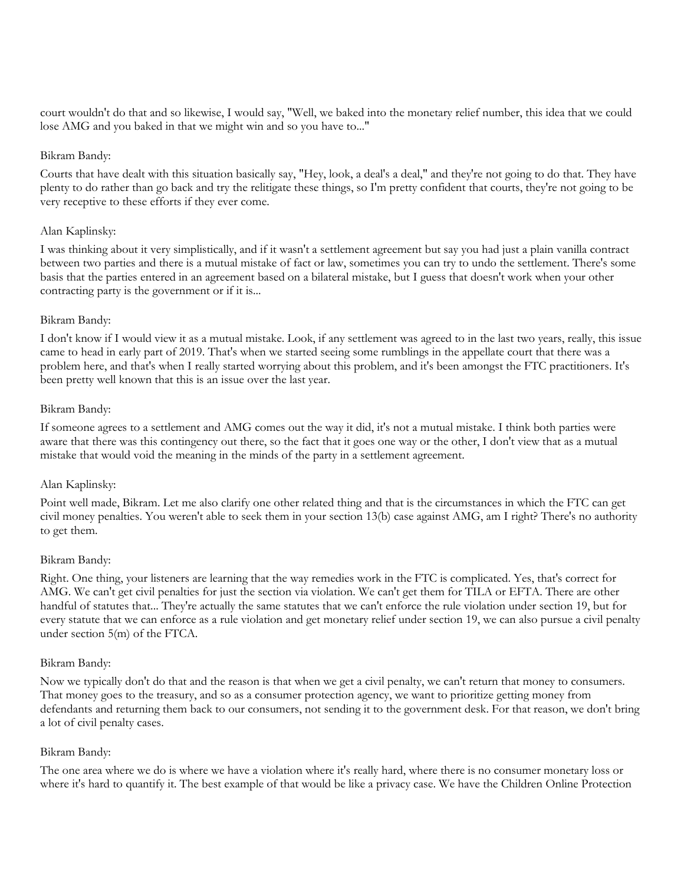court wouldn't do that and so likewise, I would say, "Well, we baked into the monetary relief number, this idea that we could lose AMG and you baked in that we might win and so you have to..."

Bikram Bandy:

Courts that have dealt with this situation basically say, "Hey, look, a deal's a deal," and they're not going to do that. They have plenty to do rather than go back and try the relitigate these things, so I'm pretty confident that courts, they're not going to be very receptive to these efforts if they ever come.

Alan Kaplinsky:

I was thinking about it very simplistically, and if it wasn't a settlement agreement but say you had just a plain vanilla contract between two parties and there is a mutual mistake of fact or law, sometimes you can try to undo the settlement. There's some basis that the parties entered in an agreement based on a bilateral mistake, but I guess that doesn't work when your other contracting party is the government or if it is...

Bikram Bandy:

I don't know if I would view it as a mutual mistake. Look, if any settlement was agreed to in the last two years, really, this issue came to head in early part of 2019. That's when we started seeing some rumblings in the appellate court that there was a problem here, and that's when I really started worrying about this problem, and it's been amongst the FTC practitioners. It's been pretty well known that this is an issue over the last year.

Bikram Bandy:

If someone agrees to a settlement and AMG comes out the way it did, it's not a mutual mistake. I think both parties were aware that there was this contingency out there, so the fact that it goes one way or the other, I don't view that as a mutual mistake that would void the meaning in the minds of the party in a settlement agreement.

Alan Kaplinsky:

Point well made, Bikram. Let me also clarify one other related thing and that is the circumstances in which the FTC can get civil money penalties. You weren't able to seek them in your section 13(b) case against AMG, am I right? There's no authority to get them.

Bikram Bandy:

Right. One thing, your listeners are learning that the way remedies work in the FTC is complicated. Yes, that's correct for AMG. We can't get civil penalties for just the section via violation. We can't get them for TILA or EFTA. There are other handful of statutes that... They're actually the same statutes that we can't enforce the rule violation under section 19, but for every statute that we can enforce as a rule violation and get monetary relief under section 19, we can also pursue a civil penalty under section 5(m) of the FTCA.

Bikram Bandy:

Now we typically don't do that and the reason is that when we get a civil penalty, we can't return that money to consumers. That money goes to the treasury, and so as a consumer protection agency, we want to prioritize getting money from defendants and returning them back to our consumers, not sending it to the government desk. For that reason, we don't bring a lot of civil penalty cases.

Bikram Bandy:

The one area where we do is where we have a violation where it's really hard, where there is no consumer monetary loss or where it's hard to quantify it. The best example of that would be like a privacy case. We have the Children Online Protection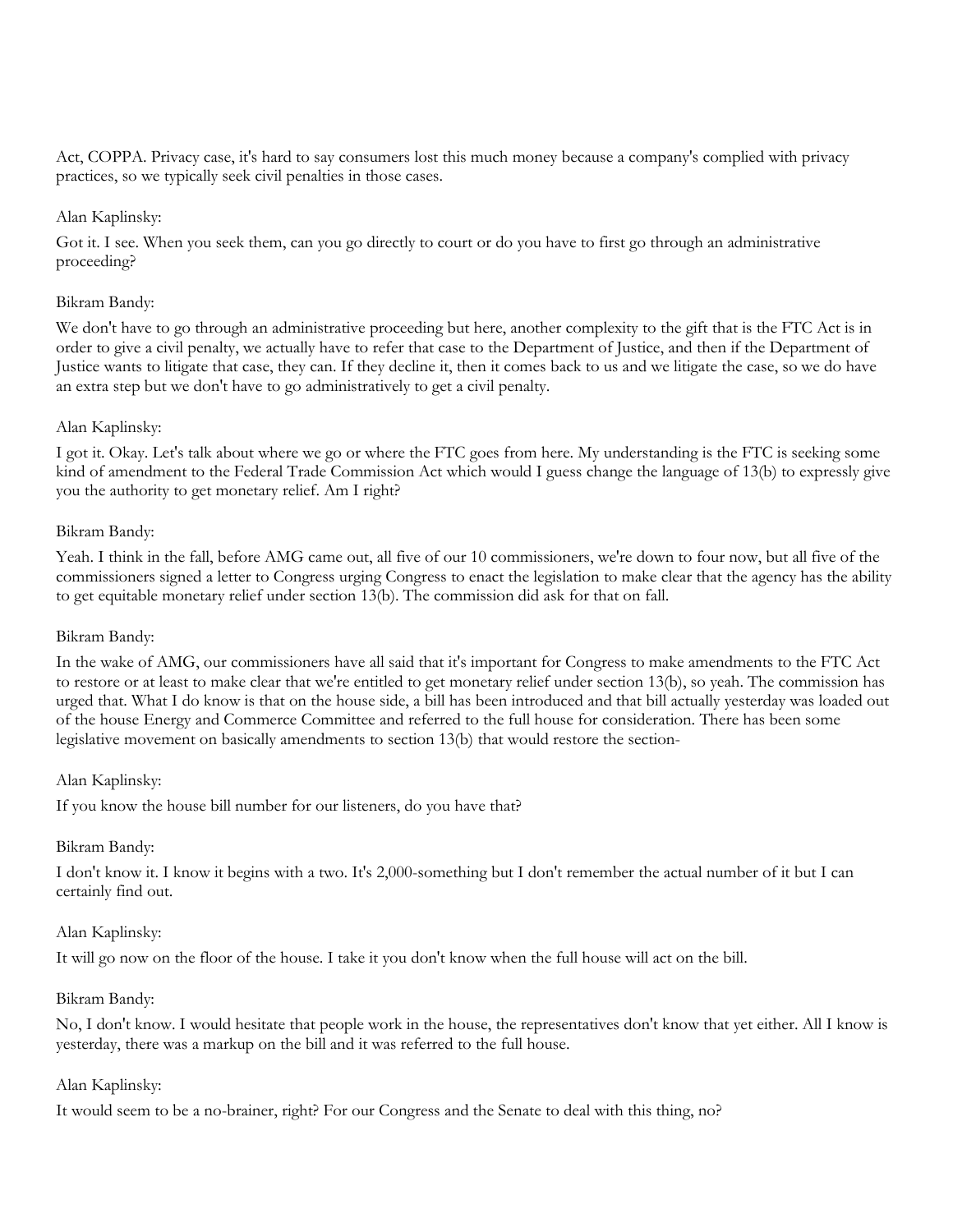Act, COPPA. Privacy case, it's hard to say consumers lost this much money because a company's complied with privacy practices, so we typically seek civil penalties in those cases.

Alan Kaplinsky:

Got it. I see. When you seek them, can you go directly to court or do you have to first go through an administrative proceeding?

Bikram Bandy:

We don't have to go through an administrative proceeding but here, another complexity to the gift that is the FTC Act is in order to give a civil penalty, we actually have to refer that case to the Department of Justice, and then if the Department of Justice wants to litigate that case, they can. If they decline it, then it comes back to us and we litigate the case, so we do have an extra step but we don't have to go administratively to get a civil penalty.

Alan Kaplinsky:

I got it. Okay. Let's talk about where we go or where the FTC goes from here. My understanding is the FTC is seeking some kind of amendment to the Federal Trade Commission Act which would I guess change the language of 13(b) to expressly give you the authority to get monetary relief. Am I right?

Bikram Bandy:

Yeah. I think in the fall, before AMG came out, all five of our 10 commissioners, we're down to four now, but all five of the commissioners signed a letter to Congress urging Congress to enact the legislation to make clear that the agency has the ability to get equitable monetary relief under section 13(b). The commission did ask for that on fall.

Bikram Bandy:

In the wake of AMG, our commissioners have all said that it's important for Congress to make amendments to the FTC Act to restore or at least to make clear that we're entitled to get monetary relief under section 13(b), so yeah. The commission has urged that. What I do know is that on the house side, a bill has been introduced and that bill actually yesterday was loaded out of the house Energy and Commerce Committee and referred to the full house for consideration. There has been some legislative movement on basically amendments to section 13(b) that would restore the section-

Alan Kaplinsky:

If you know the house bill number for our listeners, do you have that?

Bikram Bandy:

I don't know it. I know it begins with a two. It's 2,000-something but I don't remember the actual number of it but I can certainly find out.

Alan Kaplinsky:

It will go now on the floor of the house. I take it you don't know when the full house will act on the bill.

Bikram Bandy:

No, I don't know. I would hesitate that people work in the house, the representatives don't know that yet either. All I know is yesterday, there was a markup on the bill and it was referred to the full house.

Alan Kaplinsky:

It would seem to be a no-brainer, right? For our Congress and the Senate to deal with this thing, no?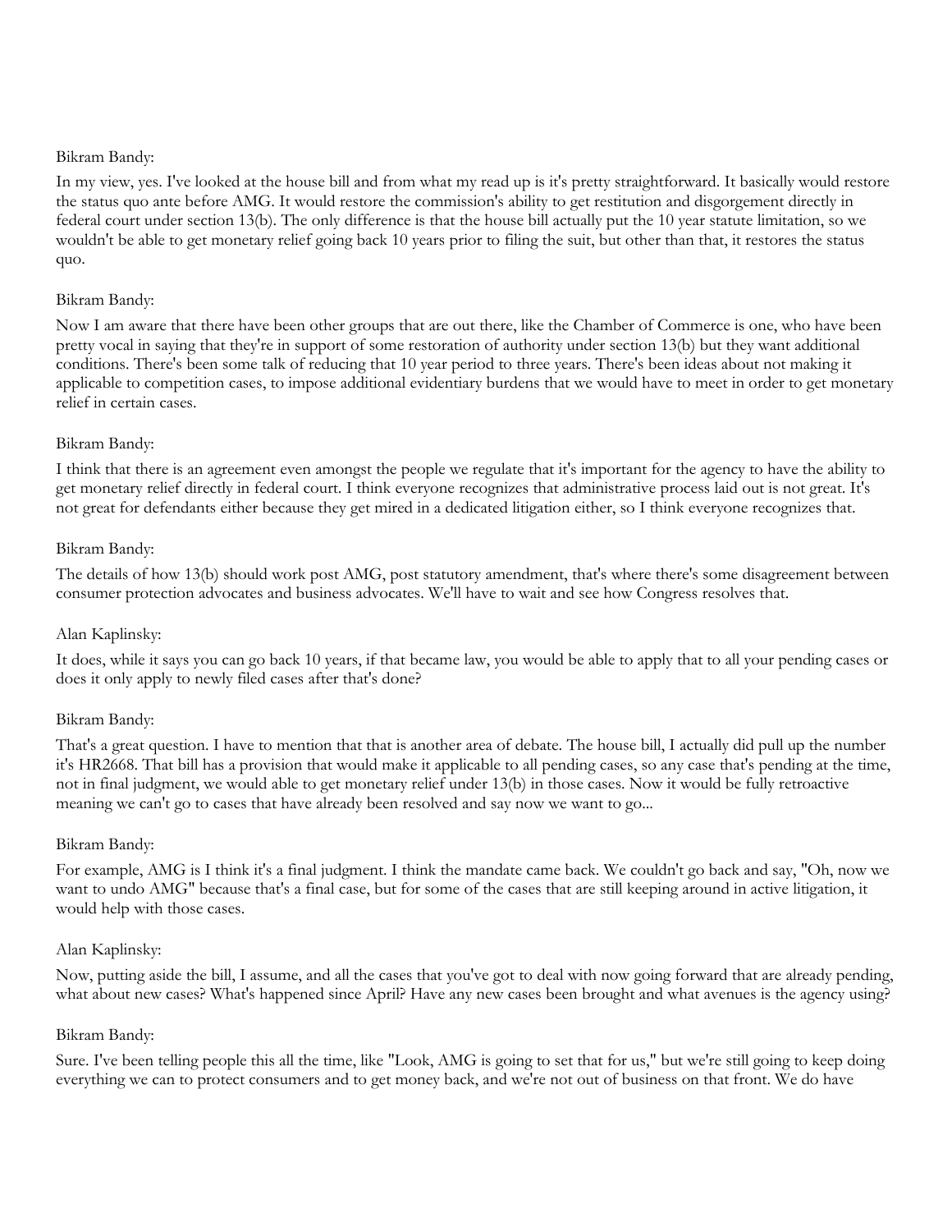Bikram Bandy:

In my view, yes. I've looked at the house bill and from what my read up is it's pretty straightforward. It basically would restore the status quo ante before AMG. It would restore the commission's ability to get restitution and disgorgement directly in federal court under section 13(b). The only difference is that the house bill actually put the 10 year statute limitation, so we wouldn't be able to get monetary relief going back 10 years prior to filing the suit, but other than that, it restores the status quo.

Bikram Bandy:

Now I am aware that there have been other groups that are out there, like the Chamber of Commerce is one, who have been pretty vocal in saying that they're in support of some restoration of authority under section 13(b) but they want additional conditions. There's been some talk of reducing that 10 year period to three years. There's been ideas about not making it applicable to competition cases, to impose additional evidentiary burdens that we would have to meet in order to get monetary relief in certain cases.

Bikram Bandy:

I think that there is an agreement even amongst the people we regulate that it's important for the agency to have the ability to get monetary relief directly in federal court. I think everyone recognizes that administrative process laid out is not great. It's not great for defendants either because they get mired in a dedicated litigation either, so I think everyone recognizes that.

Bikram Bandy:

The details of how 13(b) should work post AMG, post statutory amendment, that's where there's some disagreement between consumer protection advocates and business advocates. We'll have to wait and see how Congress resolves that.

Alan Kaplinsky:

It does, while it says you can go back 10 years, if that became law, you would be able to apply that to all your pending cases or does it only apply to newly filed cases after that's done?

Bikram Bandy:

That's a great question. I have to mention that that is another area of debate. The house bill, I actually did pull up the number it's HR2668. That bill has a provision that would make it applicable to all pending cases, so any case that's pending at the time, not in final judgment, we would able to get monetary relief under 13(b) in those cases. Now it would be fully retroactive meaning we can't go to cases that have already been resolved and say now we want to go...

Bikram Bandy:

For example, AMG is I think it's a final judgment. I think the mandate came back. We couldn't go back and say, "Oh, now we want to undo AMG" because that's a final case, but for some of the cases that are still keeping around in active litigation, it would help with those cases.

Alan Kaplinsky:

Now, putting aside the bill, I assume, and all the cases that you've got to deal with now going forward that are already pending, what about new cases? What's happened since April? Have any new cases been brought and what avenues is the agency using?

Bikram Bandy:

Sure. I've been telling people this all the time, like "Look, AMG is going to set that for us," but we're still going to keep doing everything we can to protect consumers and to get money back, and we're not out of business on that front. We do have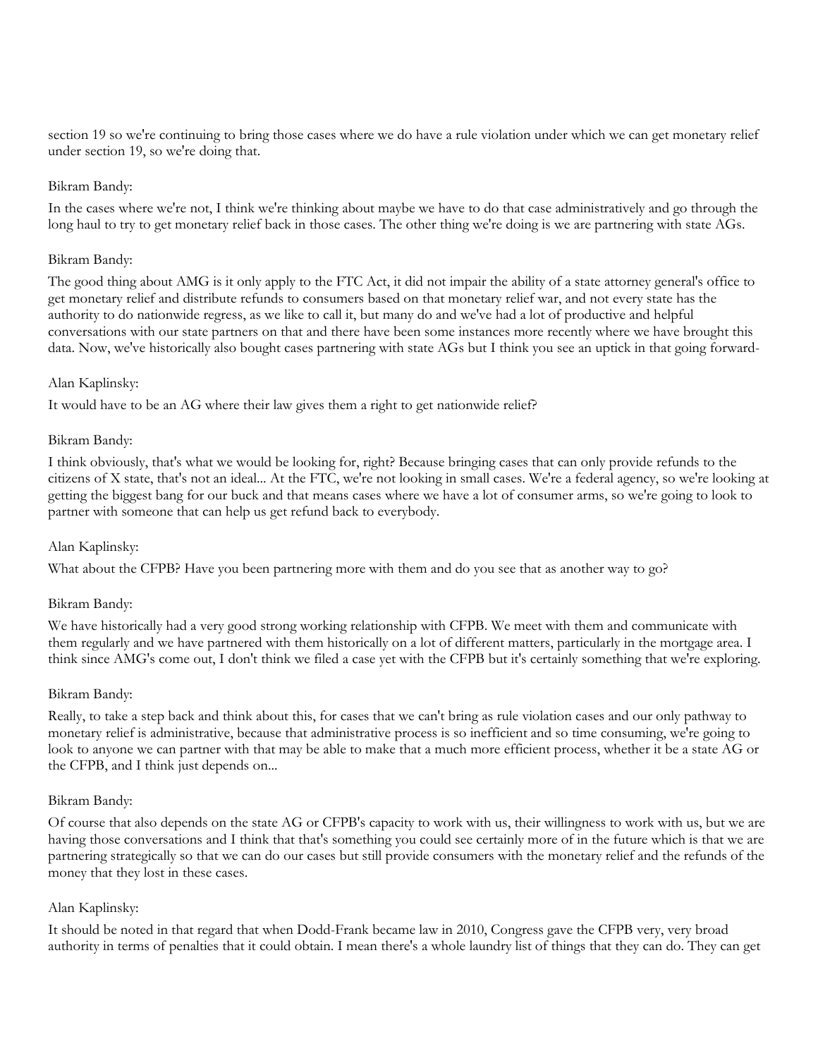section 19 so we're continuing to bring those cases where we do have a rule violation under which we can get monetary relief under section 19, so we're doing that.

Bikram Bandy:

In the cases where we're not, I think we're thinking about maybe we have to do that case administratively and go through the long haul to try to get monetary relief back in those cases. The other thing we're doing is we are partnering with state AGs.

Bikram Bandy:

The good thing about AMG is it only apply to the FTC Act, it did not impair the ability of a state attorney general's office to get monetary relief and distribute refunds to consumers based on that monetary relief war, and not every state has the authority to do nationwide regress, as we like to call it, but many do and we've had a lot of productive and helpful conversations with our state partners on that and there have been some instances more recently where we have brought this data. Now, we've historically also bought cases partnering with state AGs but I think you see an uptick in that going forward-

Alan Kaplinsky:

It would have to be an AG where their law gives them a right to get nationwide relief?

Bikram Bandy:

I think obviously, that's what we would be looking for, right? Because bringing cases that can only provide refunds to the citizens of X state, that's not an ideal... At the FTC, we're not looking in small cases. We're a federal agency, so we're looking at getting the biggest bang for our buck and that means cases where we have a lot of consumer arms, so we're going to look to partner with someone that can help us get refund back to everybody.

Alan Kaplinsky:

What about the CFPB? Have you been partnering more with them and do you see that as another way to go?

Bikram Bandy:

We have historically had a very good strong working relationship with CFPB. We meet with them and communicate with them regularly and we have partnered with them historically on a lot of different matters, particularly in the mortgage area. I think since AMG's come out, I don't think we filed a case yet with the CFPB but it's certainly something that we're exploring.

Bikram Bandy:

Really, to take a step back and think about this, for cases that we can't bring as rule violation cases and our only pathway to monetary relief is administrative, because that administrative process is so inefficient and so time consuming, we're going to look to anyone we can partner with that may be able to make that a much more efficient process, whether it be a state AG or the CFPB, and I think just depends on...

Bikram Bandy:

Of course that also depends on the state AG or CFPB's capacity to work with us, their willingness to work with us, but we are having those conversations and I think that that's something you could see certainly more of in the future which is that we are partnering strategically so that we can do our cases but still provide consumers with the monetary relief and the refunds of the money that they lost in these cases.

Alan Kaplinsky:

It should be noted in that regard that when Dodd-Frank became law in 2010, Congress gave the CFPB very, very broad authority in terms of penalties that it could obtain. I mean there's a whole laundry list of things that they can do. They can get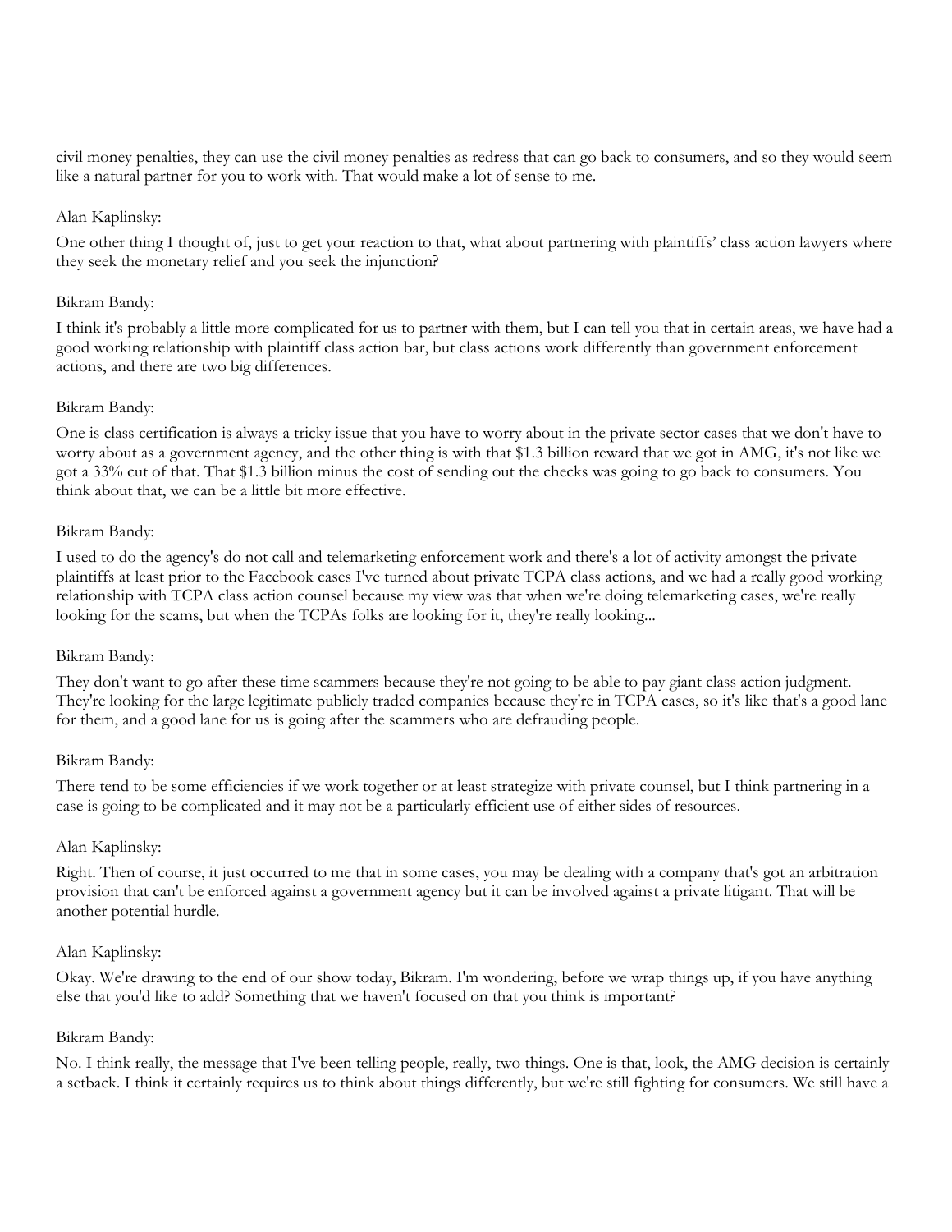civil money penalties, they can use the civil money penalties as redress that can go back to consumers, and so they would seem like a natural partner for you to work with. That would make a lot of sense to me.

Alan Kaplinsky:

One other thing I thought of, just to get your reaction to that, what about partnering with plaintiffs' class action lawyers where they seek the monetary relief and you seek the injunction?

Bikram Bandy:

I think it's probably a little more complicated for us to partner with them, but I can tell you that in certain areas, we have had a good working relationship with plaintiff class action bar, but class actions work differently than government enforcement actions, and there are two big differences.

Bikram Bandy:

One is class certification is always a tricky issue that you have to worry about in the private sector cases that we don't have to worry about as a government agency, and the other thing is with that $1.3 billion reward that we got in AMG, it's not like we got a 33% cut of that. That $1.3 billion minus the cost of sending out the checks was going to go back to consumers. You think about that, we can be a little bit more effective.

Bikram Bandy:

I used to do the agency's do not call and telemarketing enforcement work and there's a lot of activity amongst the private plaintiffs at least prior to the Facebook cases I've turned about private TCPA class actions, and we had a really good working relationship with TCPA class action counsel because my view was that when we're doing telemarketing cases, we're really looking for the scams, but when the TCPAs folks are looking for it, they're really looking...

Bikram Bandy:

They don't want to go after these time scammers because they're not going to be able to pay giant class action judgment. They're looking for the large legitimate publicly traded companies because they're in TCPA cases, so it's like that's a good lane for them, and a good lane for us is going after the scammers who are defrauding people.

Bikram Bandy:

There tend to be some efficiencies if we work together or at least strategize with private counsel, but I think partnering in a case is going to be complicated and it may not be a particularly efficient use of either sides of resources.

Alan Kaplinsky:

Right. Then of course, it just occurred to me that in some cases, you may be dealing with a company that's got an arbitration provision that can't be enforced against a government agency but it can be involved against a private litigant. That will be another potential hurdle.

Alan Kaplinsky:

Okay. We're drawing to the end of our show today, Bikram. I'm wondering, before we wrap things up, if you have anything else that you'd like to add? Something that we haven't focused on that you think is important?

Bikram Bandy:

No. I think really, the message that I've been telling people, really, two things. One is that, look, the AMG decision is certainly a setback. I think it certainly requires us to think about things differently, but we're still fighting for consumers. We still have a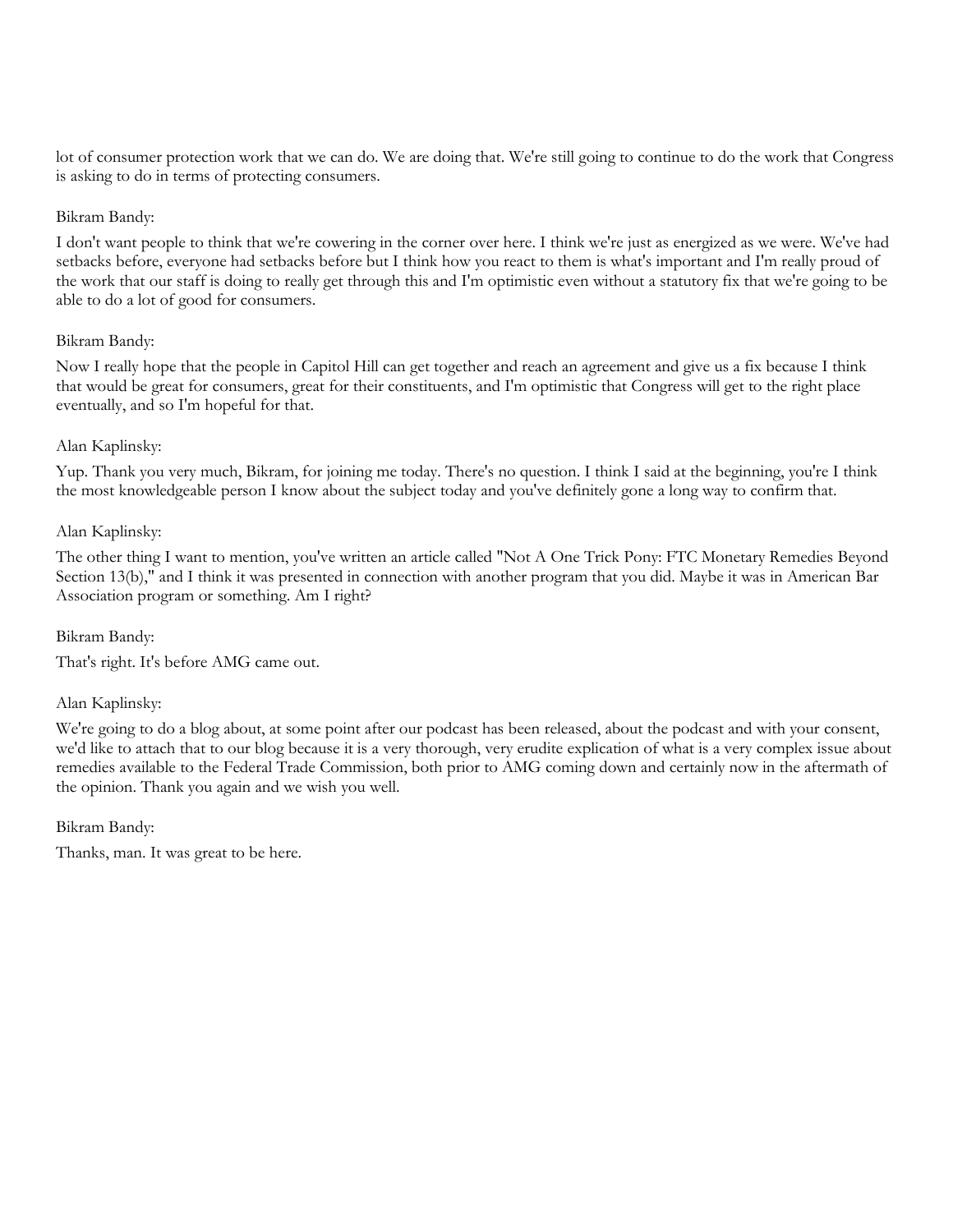lot of consumer protection work that we can do. We are doing that. We're still going to continue to do the work that Congress is asking to do in terms of protecting consumers.

Bikram Bandy:

I don't want people to think that we're cowering in the corner over here. I think we're just as energized as we were. We've had setbacks before, everyone had setbacks before but I think how you react to them is what's important and I'm really proud of the work that our staff is doing to really get through this and I'm optimistic even without a statutory fix that we're going to be able to do a lot of good for consumers.

Bikram Bandy:

Now I really hope that the people in Capitol Hill can get together and reach an agreement and give us a fix because I think that would be great for consumers, great for their constituents, and I'm optimistic that Congress will get to the right place eventually, and so I'm hopeful for that.

Alan Kaplinsky:

Yup. Thank you very much, Bikram, for joining me today. There's no question. I think I said at the beginning, you're I think the most knowledgeable person I know about the subject today and you've definitely gone a long way to confirm that.

Alan Kaplinsky:

The other thing I want to mention, you've written an article called "Not A One Trick Pony: FTC Monetary Remedies Beyond Section 13(b)," and I think it was presented in connection with another program that you did. Maybe it was in American Bar Association program or something. Am I right?

Bikram Bandy:

That's right. It's before AMG came out.

Alan Kaplinsky:

We're going to do a blog about, at some point after our podcast has been released, about the podcast and with your consent, we'd like to attach that to our blog because it is a very thorough, very erudite explication of what is a very complex issue about remedies available to the Federal Trade Commission, both prior to AMG coming down and certainly now in the aftermath of the opinion. Thank you again and we wish you well.

Bikram Bandy:

Thanks, man. It was great to be here.